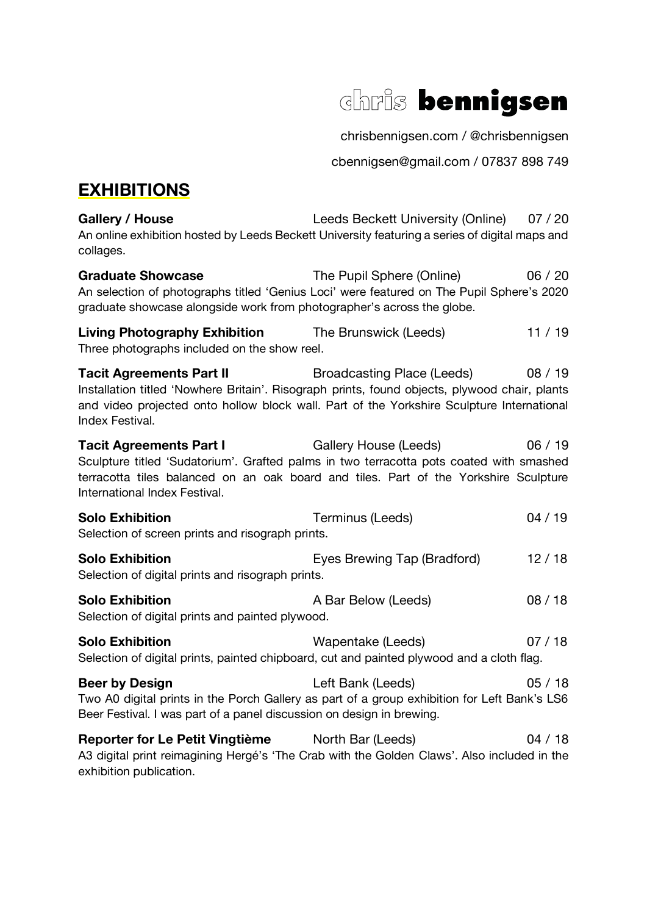# chris **bennigsen**

chrisbennigsen.com / @chrisbennigsen

cbennigsen@gmail.com / 07837 898 749

## EXHIBITIONS

**Gallery / House** — Leeds Beckett University (Online) — 07 / 20
An online exhibition hosted by Leeds Beckett University featuring a series of digital maps and collages.

**Graduate Showcase** — The Pupil Sphere (Online) — 06 / 20
An selection of photographs titled 'Genius Loci' were featured on The Pupil Sphere's 2020 graduate showcase alongside work from photographer's across the globe.

**Living Photography Exhibition** — The Brunswick (Leeds) — 11 / 19
Three photographs included on the show reel.

**Tacit Agreements Part II** — Broadcasting Place (Leeds) — 08 / 19
Installation titled 'Nowhere Britain'. Risograph prints, found objects, plywood chair, plants and video projected onto hollow block wall. Part of the Yorkshire Sculpture International Index Festival.

**Tacit Agreements Part I** — Gallery House (Leeds) — 06 / 19
Sculpture titled 'Sudatorium'. Grafted palms in two terracotta pots coated with smashed terracotta tiles balanced on an oak board and tiles. Part of the Yorkshire Sculpture International Index Festival.

**Solo Exhibition** — Terminus (Leeds) — 04 / 19
Selection of screen prints and risograph prints.

**Solo Exhibition** — Eyes Brewing Tap (Bradford) — 12 / 18
Selection of digital prints and risograph prints.

**Solo Exhibition** — A Bar Below (Leeds) — 08 / 18
Selection of digital prints and painted plywood.

**Solo Exhibition** — Wapentake (Leeds) — 07 / 18
Selection of digital prints, painted chipboard, cut and painted plywood and a cloth flag.

**Beer by Design** — Left Bank (Leeds) — 05 / 18
Two A0 digital prints in the Porch Gallery as part of a group exhibition for Left Bank's LS6 Beer Festival. I was part of a panel discussion on design in brewing.

**Reporter for Le Petit Vingtième** — North Bar (Leeds) — 04 / 18
A3 digital print reimagining Hergé's 'The Crab with the Golden Claws'. Also included in the exhibition publication.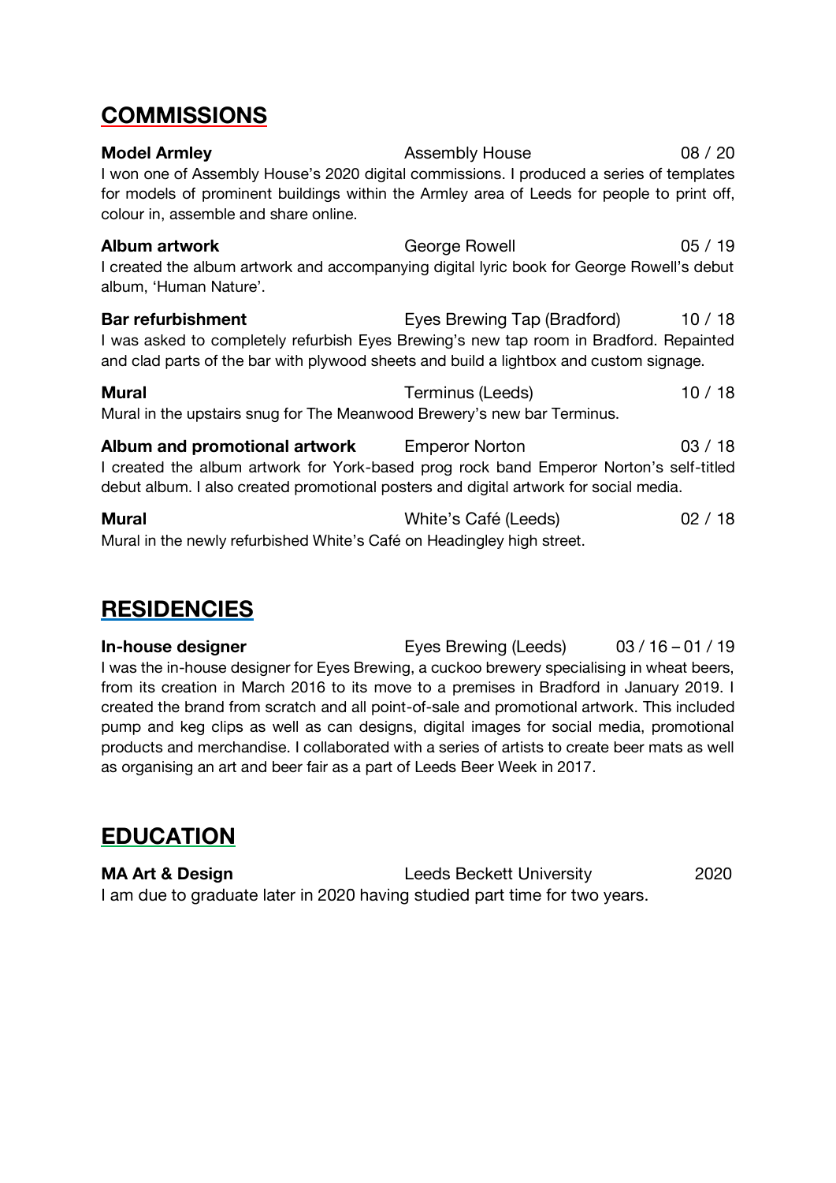## COMMISSIONS

**Model Armley** Assembly House 08 / 20

I won one of Assembly House's 2020 digital commissions. I produced a series of templates for models of prominent buildings within the Armley area of Leeds for people to print off, colour in, assemble and share online.

**Album artwork** George Rowell 05 / 19

I created the album artwork and accompanying digital lyric book for George Rowell's debut album, 'Human Nature'.

**Bar refurbishment** Eyes Brewing Tap (Bradford) 10 / 18

I was asked to completely refurbish Eyes Brewing's new tap room in Bradford. Repainted and clad parts of the bar with plywood sheets and build a lightbox and custom signage.

**Mural** Terminus (Leeds) 10 / 18

Mural in the upstairs snug for The Meanwood Brewery's new bar Terminus.

**Album and promotional artwork** Emperor Norton 03 / 18

I created the album artwork for York-based prog rock band Emperor Norton's self-titled debut album. I also created promotional posters and digital artwork for social media.

**Mural** White's Café (Leeds) 02 / 18

Mural in the newly refurbished White's Café on Headingley high street.

## RESIDENCIES

**In-house designer** Eyes Brewing (Leeds) 03 / 16 – 01 / 19

I was the in-house designer for Eyes Brewing, a cuckoo brewery specialising in wheat beers, from its creation in March 2016 to its move to a premises in Bradford in January 2019. I created the brand from scratch and all point-of-sale and promotional artwork. This included pump and keg clips as well as can designs, digital images for social media, promotional products and merchandise. I collaborated with a series of artists to create beer mats as well as organising an art and beer fair as a part of Leeds Beer Week in 2017.

## EDUCATION

**MA Art & Design** Leeds Beckett University 2020

I am due to graduate later in 2020 having studied part time for two years.